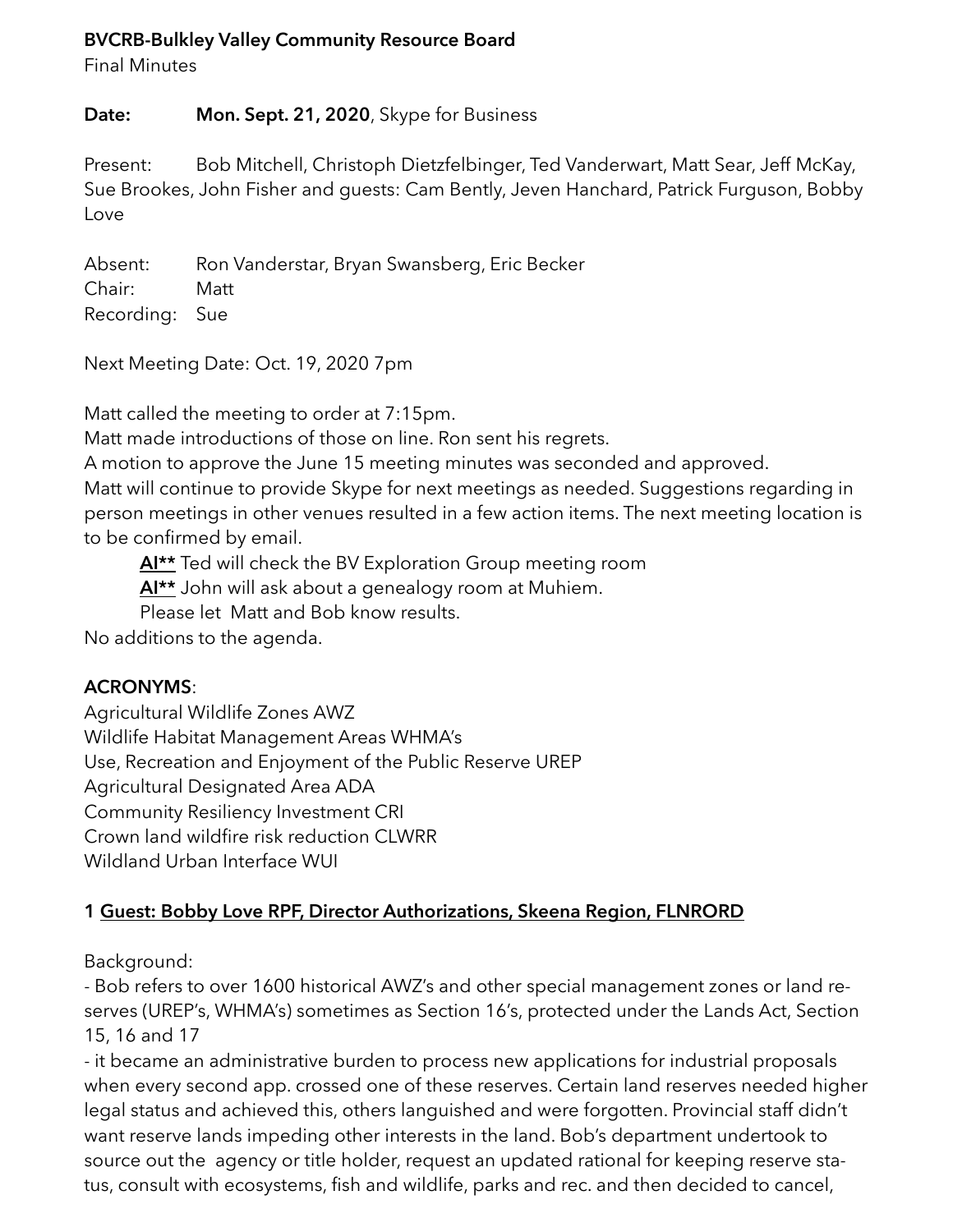**BVCRB-Bulkley Valley Community Resource Board**
Final Minutes

**Date:** **Mon. Sept. 21, 2020**, Skype for Business

Present: Bob Mitchell, Christoph Dietzfelbinger, Ted Vanderwart, Matt Sear, Jeff McKay, Sue Brookes, John Fisher and guests: Cam Bently, Jeven Hanchard, Patrick Furguson, Bobby Love

Absent: Ron Vanderstar, Bryan Swansberg, Eric Becker
Chair: Matt
Recording: Sue

Next Meeting Date: Oct. 19, 2020 7pm

Matt called the meeting to order at 7:15pm.
Matt made introductions of those on line. Ron sent his regrets.
A motion to approve the June 15 meeting minutes was seconded and approved.
Matt will continue to provide Skype for next meetings as needed. Suggestions regarding in person meetings in other venues resulted in a few action items. The next meeting location is to be confirmed by email.

> **AI**** Ted will check the BV Exploration Group meeting room
> **AI**** John will ask about a genealogy room at Muhiem.
> Please let Matt and Bob know results.

No additions to the agenda.

**ACRONYMS**:
Agricultural Wildlife Zones AWZ
Wildlife Habitat Management Areas WHMA's
Use, Recreation and Enjoyment of the Public Reserve UREP
Agricultural Designated Area ADA
Community Resiliency Investment CRI
Crown land wildfire risk reduction CLWRR
Wildland Urban Interface WUI

## 1 Guest: Bobby Love RPF, Director Authorizations, Skeena Region, FLNRORD

Background:
- Bob refers to over 1600 historical AWZ's and other special management zones or land reserves (UREP's, WHMA's) sometimes as Section 16's, protected under the Lands Act, Section 15, 16 and 17
- it became an administrative burden to process new applications for industrial proposals when every second app. crossed one of these reserves. Certain land reserves needed higher legal status and achieved this, others languished and were forgotten. Provincial staff didn't want reserve lands impeding other interests in the land. Bob's department undertook to source out the agency or title holder, request an updated rational for keeping reserve status, consult with ecosystems, fish and wildlife, parks and rec. and then decided to cancel,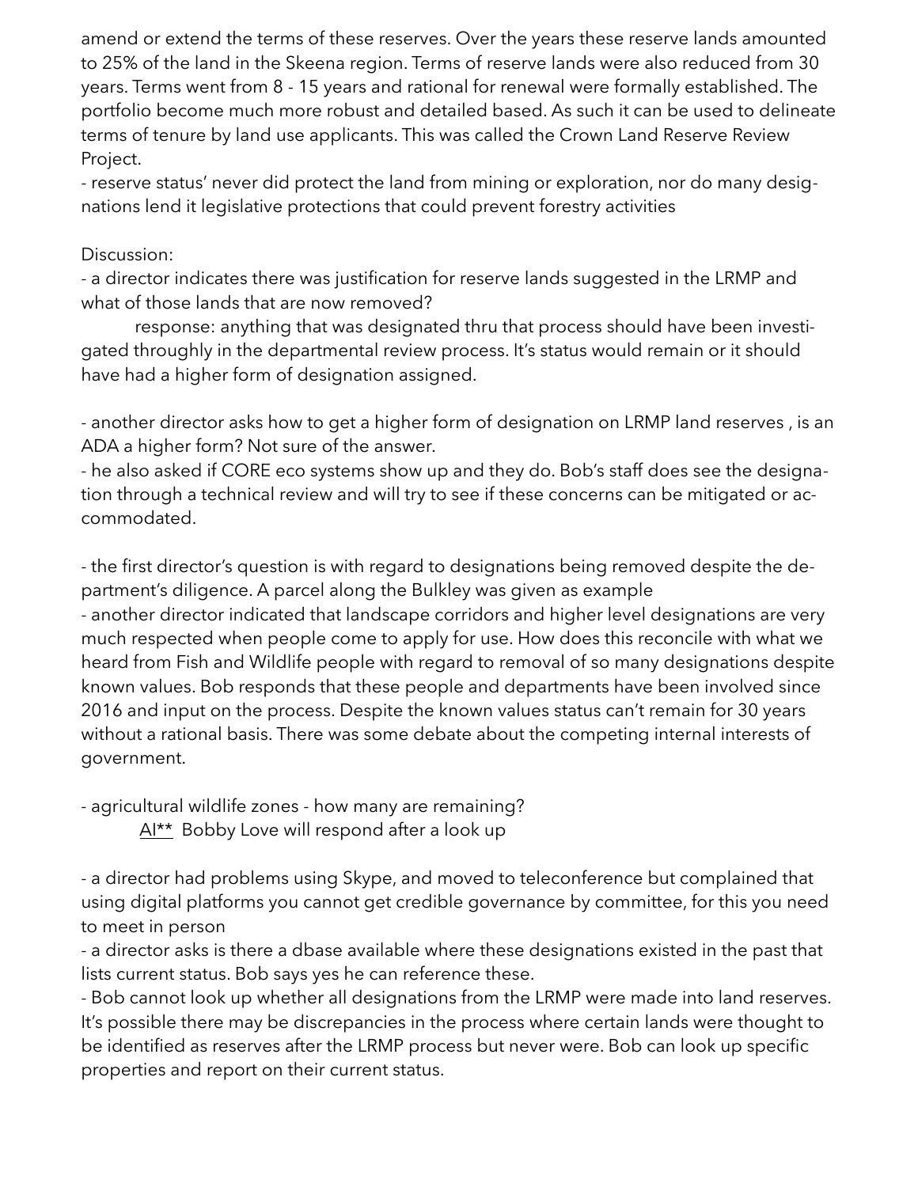amend or extend the terms of these reserves. Over the years these reserve lands amounted to 25% of the land in the Skeena region. Terms of reserve lands were also reduced from 30 years. Terms went from 8 - 15 years and rational for renewal were formally established. The portfolio become much more robust and detailed based. As such it can be used to delineate terms of tenure by land use applicants. This was called the Crown Land Reserve Review Project.

- reserve status' never did protect the land from mining or exploration, nor do many designations lend it legislative protections that could prevent forestry activities

Discussion:

- a director indicates there was justification for reserve lands suggested in the LRMP and what of those lands that are now removed?

  response: anything that was designated thru that process should have been investigated throughly in the departmental review process. It's status would remain or it should have had a higher form of designation assigned.

- another director asks how to get a higher form of designation on LRMP land reserves , is an ADA a higher form? Not sure of the answer.
- he also asked if CORE eco systems show up and they do. Bob's staff does see the designation through a technical review and will try to see if these concerns can be mitigated or accommodated.

- the first director's question is with regard to designations being removed despite the department's diligence. A parcel along the Bulkley was given as example
- another director indicated that landscape corridors and higher level designations are very much respected when people come to apply for use. How does this reconcile with what we heard from Fish and Wildlife people with regard to removal of so many designations despite known values. Bob responds that these people and departments have been involved since 2016 and input on the process. Despite the known values status can't remain for 30 years without a rational basis. There was some debate about the competing internal interests of government.

- agricultural wildlife zones - how many are remaining?

  <u>AI**</u> Bobby Love will respond after a look up

- a director had problems using Skype, and moved to teleconference but complained that using digital platforms you cannot get credible governance by committee, for this you need to meet in person
- a director asks is there a dbase available where these designations existed in the past that lists current status. Bob says yes he can reference these.
- Bob cannot look up whether all designations from the LRMP were made into land reserves. It's possible there may be discrepancies in the process where certain lands were thought to be identified as reserves after the LRMP process but never were. Bob can look up specific properties and report on their current status.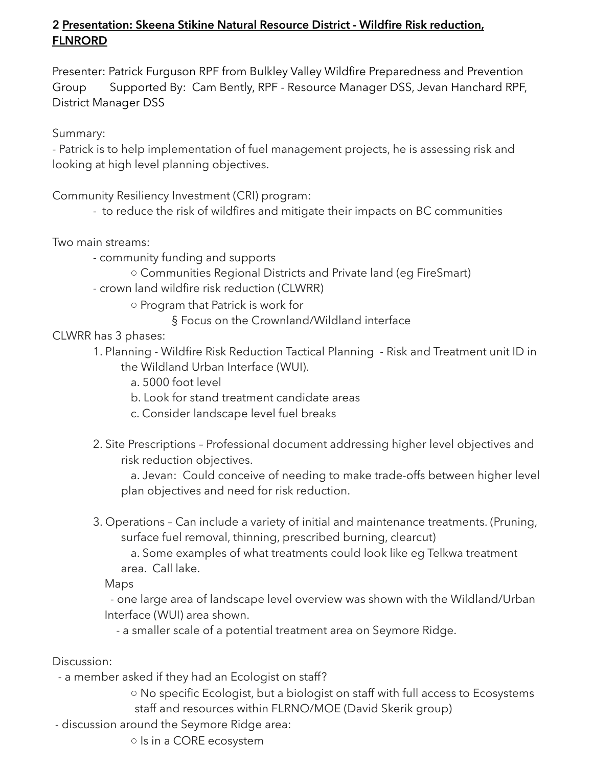**2 <u>Presentation: Skeena Stikine Natural Resource District - Wildfire Risk reduction, FLNRORD</u>**

Presenter: Patrick Furguson RPF from Bulkley Valley Wildfire Preparedness and Prevention Group    Supported By: Cam Bently, RPF - Resource Manager DSS, Jevan Hanchard RPF, District Manager DSS

Summary:
- Patrick is to help implementation of fuel management projects, he is assessing risk and looking at high level planning objectives.

Community Resiliency Investment (CRI) program:
- to reduce the risk of wildfires and mitigate their impacts on BC communities

Two main streams:
- community funding and supports
    - Communities Regional Districts and Private land (eg FireSmart)
- crown land wildfire risk reduction (CLWRR)
    - Program that Patrick is work for
        - Focus on the Crownland/Wildland interface

CLWRR has 3 phases:

1. Planning - Wildfire Risk Reduction Tactical Planning - Risk and Treatment unit ID in the Wildland Urban Interface (WUI).
    a. 5000 foot level
    b. Look for stand treatment candidate areas
    c. Consider landscape level fuel breaks

2. Site Prescriptions – Professional document addressing higher level objectives and risk reduction objectives.
    a. Jevan: Could conceive of needing to make trade-offs between higher level plan objectives and need for risk reduction.

3. Operations – Can include a variety of initial and maintenance treatments. (Pruning, surface fuel removal, thinning, prescribed burning, clearcut)
    a. Some examples of what treatments could look like eg Telkwa treatment area. Call lake.

Maps
- one large area of landscape level overview was shown with the Wildland/Urban Interface (WUI) area shown.
- a smaller scale of a potential treatment area on Seymore Ridge.

Discussion:
- a member asked if they had an Ecologist on staff?
    - No specific Ecologist, but a biologist on staff with full access to Ecosystems staff and resources within FLRNO/MOE (David Skerik group)
- discussion around the Seymore Ridge area:
    - Is in a CORE ecosystem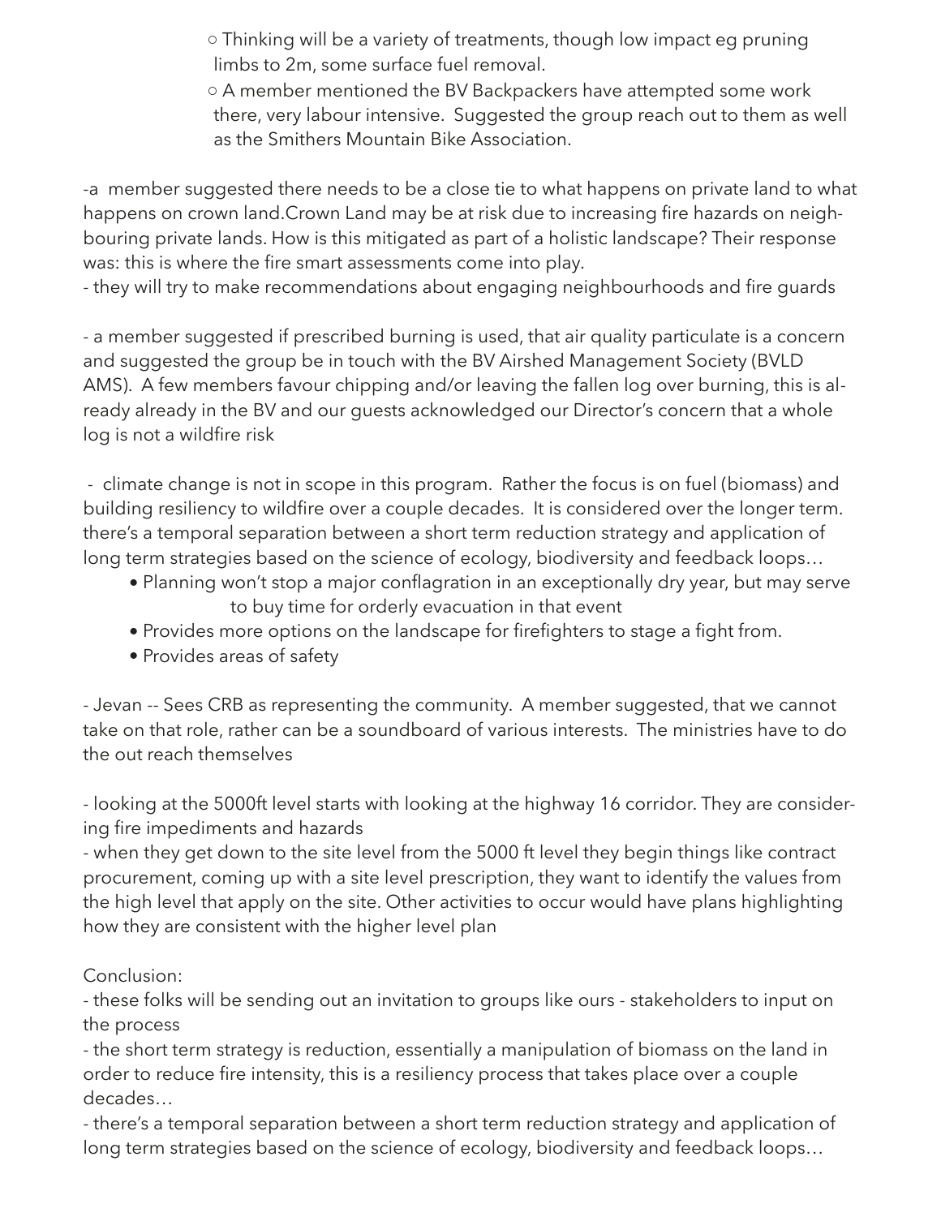- Thinking will be a variety of treatments, though low impact eg pruning limbs to 2m, some surface fuel removal.
- A member mentioned the BV Backpackers have attempted some work there, very labour intensive. Suggested the group reach out to them as well as the Smithers Mountain Bike Association.

-a member suggested there needs to be a close tie to what happens on private land to what happens on crown land.Crown Land may be at risk due to increasing fire hazards on neighbouring private lands. How is this mitigated as part of a holistic landscape? Their response was: this is where the fire smart assessments come into play.
- they will try to make recommendations about engaging neighbourhoods and fire guards

- a member suggested if prescribed burning is used, that air quality particulate is a concern and suggested the group be in touch with the BV Airshed Management Society (BVLD AMS). A few members favour chipping and/or leaving the fallen log over burning, this is already already in the BV and our guests acknowledged our Director's concern that a whole log is not a wildfire risk

- climate change is not in scope in this program. Rather the focus is on fuel (biomass) and building resiliency to wildfire over a couple decades. It is considered over the longer term. there's a temporal separation between a short term reduction strategy and application of long term strategies based on the science of ecology, biodiversity and feedback loops…
  - Planning won't stop a major conflagration in an exceptionally dry year, but may serve to buy time for orderly evacuation in that event
  - Provides more options on the landscape for firefighters to stage a fight from.
  - Provides areas of safety

- Jevan -- Sees CRB as representing the community. A member suggested, that we cannot take on that role, rather can be a soundboard of various interests. The ministries have to do the out reach themselves

- looking at the 5000ft level starts with looking at the highway 16 corridor. They are considering fire impediments and hazards
- when they get down to the site level from the 5000 ft level they begin things like contract procurement, coming up with a site level prescription, they want to identify the values from the high level that apply on the site. Other activities to occur would have plans highlighting how they are consistent with the higher level plan

Conclusion:
- these folks will be sending out an invitation to groups like ours - stakeholders to input on the process
- the short term strategy is reduction, essentially a manipulation of biomass on the land in order to reduce fire intensity, this is a resiliency process that takes place over a couple decades…
- there's a temporal separation between a short term reduction strategy and application of long term strategies based on the science of ecology, biodiversity and feedback loops…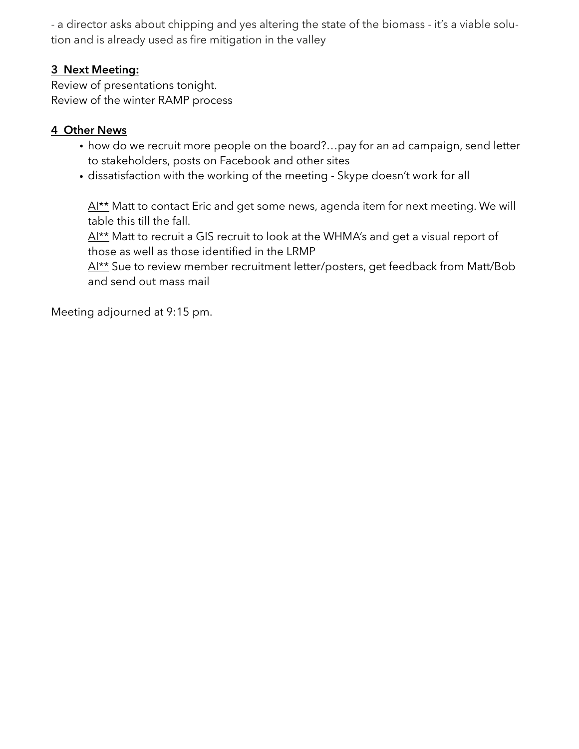- a director asks about chipping and yes altering the state of the biomass - it's a viable solution and is already used as fire mitigation in the valley

**3 Next Meeting:**

Review of presentations tonight.
Review of the winter RAMP process

**4 Other News**

- how do we recruit more people on the board?…pay for an ad campaign, send letter to stakeholders, posts on Facebook and other sites
- dissatisfaction with the working of the meeting - Skype doesn't work for all

  AI** Matt to contact Eric and get some news, agenda item for next meeting. We will table this till the fall.
  AI** Matt to recruit a GIS recruit to look at the WHMA's and get a visual report of those as well as those identified in the LRMP
  AI** Sue to review member recruitment letter/posters, get feedback from Matt/Bob and send out mass mail

Meeting adjourned at 9:15 pm.